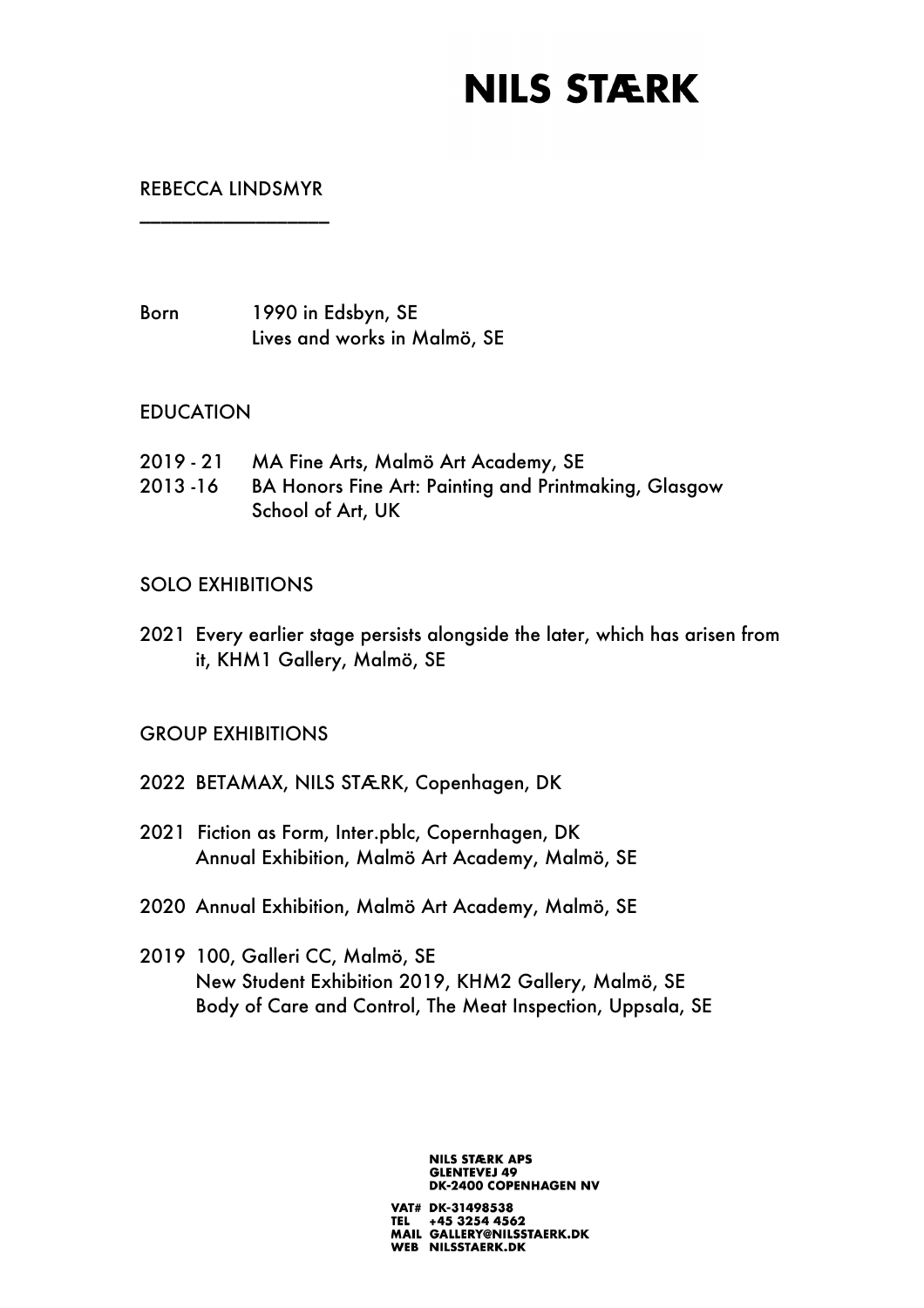# NILS STÆRK

## REBECCA LINDSMYR

Born 1990 in Edsbyn, SE
Lives and works in Malmö, SE

## EDUCATION

2019 - 21 MA Fine Arts, Malmö Art Academy, SE
2013 -16 BA Honors Fine Art: Painting and Printmaking, Glasgow School of Art, UK

## SOLO EXHIBITIONS

2021 Every earlier stage persists alongside the later, which has arisen from it, KHM1 Gallery, Malmö, SE

## GROUP EXHIBITIONS

2022 BETAMAX, NILS STÆRK, Copenhagen, DK

2021 Fiction as Form, Inter.pblc, Copernhagen, DK
Annual Exhibition, Malmö Art Academy, Malmö, SE

2020 Annual Exhibition, Malmö Art Academy, Malmö, SE

2019 100, Galleri CC, Malmö, SE
New Student Exhibition 2019, KHM2 Gallery, Malmö, SE
Body of Care and Control, The Meat Inspection, Uppsala, SE

**NILS STÆRK APS**
**GLENTEVEJ 49**
**DK-2400 COPENHAGEN NV**

**VAT#** DK-31498538
**TEL** +45 3254 4562
**MAIL** GALLERY@NILSSTAERK.DK
**WEB** NILSSTAERK.DK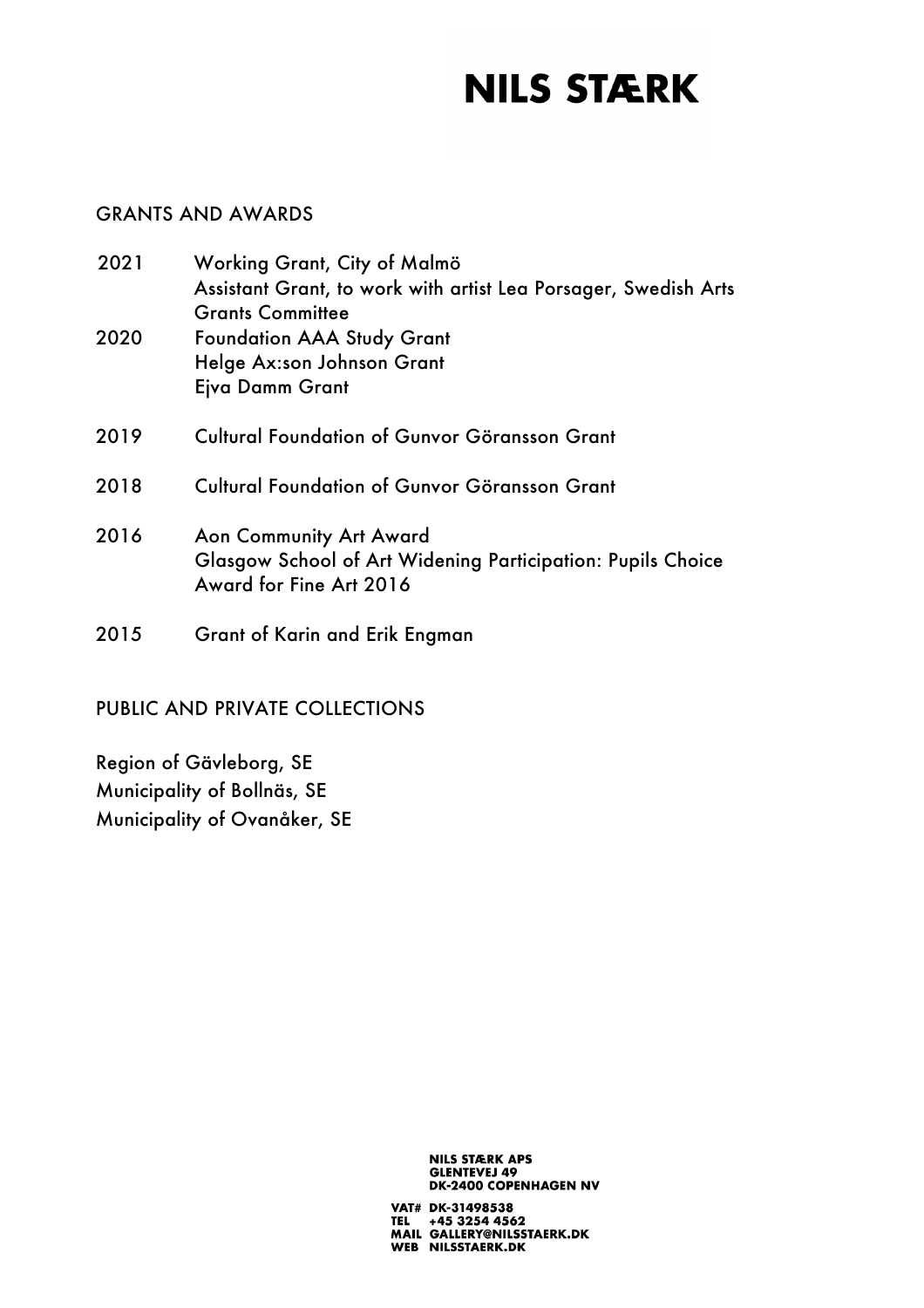## GRANTS AND AWARDS

| | |
|---|---|
| 2021 | Working Grant, City of Malmö |
| | Assistant Grant, to work with artist Lea Porsager, Swedish Arts Grants Committee |
| 2020 | Foundation AAA Study Grant |
| | Helge Ax:son Johnson Grant |
| | Ejva Damm Grant |
| 2019 | Cultural Foundation of Gunvor Göransson Grant |
| 2018 | Cultural Foundation of Gunvor Göransson Grant |
| 2016 | Aon Community Art Award |
| | Glasgow School of Art Widening Participation: Pupils Choice Award for Fine Art 2016 |
| 2015 | Grant of Karin and Erik Engman |

## PUBLIC AND PRIVATE COLLECTIONS

Region of Gävleborg, SE
Municipality of Bollnäs, SE
Municipality of Ovanåker, SE